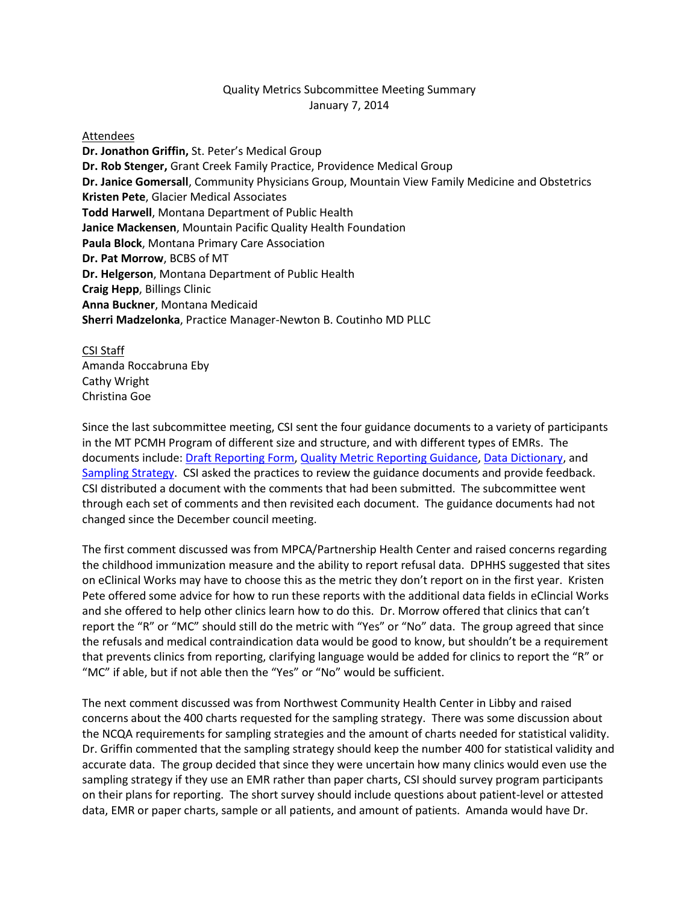Quality Metrics Subcommittee Meeting Summary
January 7, 2014

Attendees

**Dr. Jonathon Griffin,** St. Peter's Medical Group
**Dr. Rob Stenger,** Grant Creek Family Practice, Providence Medical Group
**Dr. Janice Gomersall**, Community Physicians Group, Mountain View Family Medicine and Obstetrics
**Kristen Pete**, Glacier Medical Associates
**Todd Harwell**, Montana Department of Public Health
**Janice Mackensen**, Mountain Pacific Quality Health Foundation
**Paula Block**, Montana Primary Care Association
**Dr. Pat Morrow**, BCBS of MT
**Dr. Helgerson**, Montana Department of Public Health
**Craig Hepp**, Billings Clinic
**Anna Buckner**, Montana Medicaid
**Sherri Madzelonka**, Practice Manager-Newton B. Coutinho MD PLLC

CSI Staff

Amanda Roccabruna Eby
Cathy Wright
Christina Goe

Since the last subcommittee meeting, CSI sent the four guidance documents to a variety of participants in the MT PCMH Program of different size and structure, and with different types of EMRs. The documents include: Draft Reporting Form, Quality Metric Reporting Guidance, Data Dictionary, and Sampling Strategy. CSI asked the practices to review the guidance documents and provide feedback. CSI distributed a document with the comments that had been submitted. The subcommittee went through each set of comments and then revisited each document. The guidance documents had not changed since the December council meeting.

The first comment discussed was from MPCA/Partnership Health Center and raised concerns regarding the childhood immunization measure and the ability to report refusal data. DPHHS suggested that sites on eClinical Works may have to choose this as the metric they don't report on in the first year. Kristen Pete offered some advice for how to run these reports with the additional data fields in eClincial Works and she offered to help other clinics learn how to do this. Dr. Morrow offered that clinics that can't report the "R" or "MC" should still do the metric with "Yes" or "No" data. The group agreed that since the refusals and medical contraindication data would be good to know, but shouldn't be a requirement that prevents clinics from reporting, clarifying language would be added for clinics to report the "R" or "MC" if able, but if not able then the "Yes" or "No" would be sufficient.

The next comment discussed was from Northwest Community Health Center in Libby and raised concerns about the 400 charts requested for the sampling strategy. There was some discussion about the NCQA requirements for sampling strategies and the amount of charts needed for statistical validity. Dr. Griffin commented that the sampling strategy should keep the number 400 for statistical validity and accurate data. The group decided that since they were uncertain how many clinics would even use the sampling strategy if they use an EMR rather than paper charts, CSI should survey program participants on their plans for reporting. The short survey should include questions about patient-level or attested data, EMR or paper charts, sample or all patients, and amount of patients. Amanda would have Dr.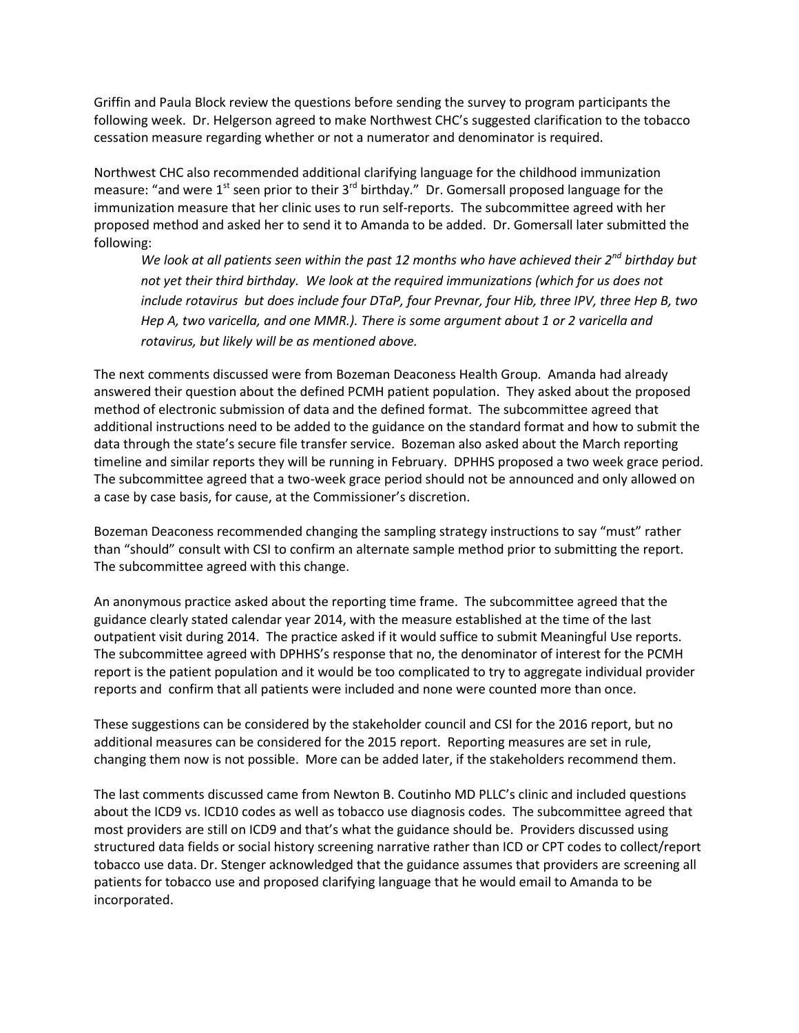Griffin and Paula Block review the questions before sending the survey to program participants the following week. Dr. Helgerson agreed to make Northwest CHC's suggested clarification to the tobacco cessation measure regarding whether or not a numerator and denominator is required.

Northwest CHC also recommended additional clarifying language for the childhood immunization measure: "and were 1st seen prior to their 3rd birthday." Dr. Gomersall proposed language for the immunization measure that her clinic uses to run self-reports. The subcommittee agreed with her proposed method and asked her to send it to Amanda to be added. Dr. Gomersall later submitted the following:

> *We look at all patients seen within the past 12 months who have achieved their 2nd birthday but not yet their third birthday. We look at the required immunizations (which for us does not include rotavirus but does include four DTaP, four Prevnar, four Hib, three IPV, three Hep B, two Hep A, two varicella, and one MMR.). There is some argument about 1 or 2 varicella and rotavirus, but likely will be as mentioned above.*

The next comments discussed were from Bozeman Deaconess Health Group. Amanda had already answered their question about the defined PCMH patient population. They asked about the proposed method of electronic submission of data and the defined format. The subcommittee agreed that additional instructions need to be added to the guidance on the standard format and how to submit the data through the state's secure file transfer service. Bozeman also asked about the March reporting timeline and similar reports they will be running in February. DPHHS proposed a two week grace period. The subcommittee agreed that a two-week grace period should not be announced and only allowed on a case by case basis, for cause, at the Commissioner's discretion.

Bozeman Deaconess recommended changing the sampling strategy instructions to say "must" rather than "should" consult with CSI to confirm an alternate sample method prior to submitting the report. The subcommittee agreed with this change.

An anonymous practice asked about the reporting time frame. The subcommittee agreed that the guidance clearly stated calendar year 2014, with the measure established at the time of the last outpatient visit during 2014. The practice asked if it would suffice to submit Meaningful Use reports. The subcommittee agreed with DPHHS's response that no, the denominator of interest for the PCMH report is the patient population and it would be too complicated to try to aggregate individual provider reports and confirm that all patients were included and none were counted more than once.

These suggestions can be considered by the stakeholder council and CSI for the 2016 report, but no additional measures can be considered for the 2015 report. Reporting measures are set in rule, changing them now is not possible. More can be added later, if the stakeholders recommend them.

The last comments discussed came from Newton B. Coutinho MD PLLC's clinic and included questions about the ICD9 vs. ICD10 codes as well as tobacco use diagnosis codes. The subcommittee agreed that most providers are still on ICD9 and that's what the guidance should be. Providers discussed using structured data fields or social history screening narrative rather than ICD or CPT codes to collect/report tobacco use data. Dr. Stenger acknowledged that the guidance assumes that providers are screening all patients for tobacco use and proposed clarifying language that he would email to Amanda to be incorporated.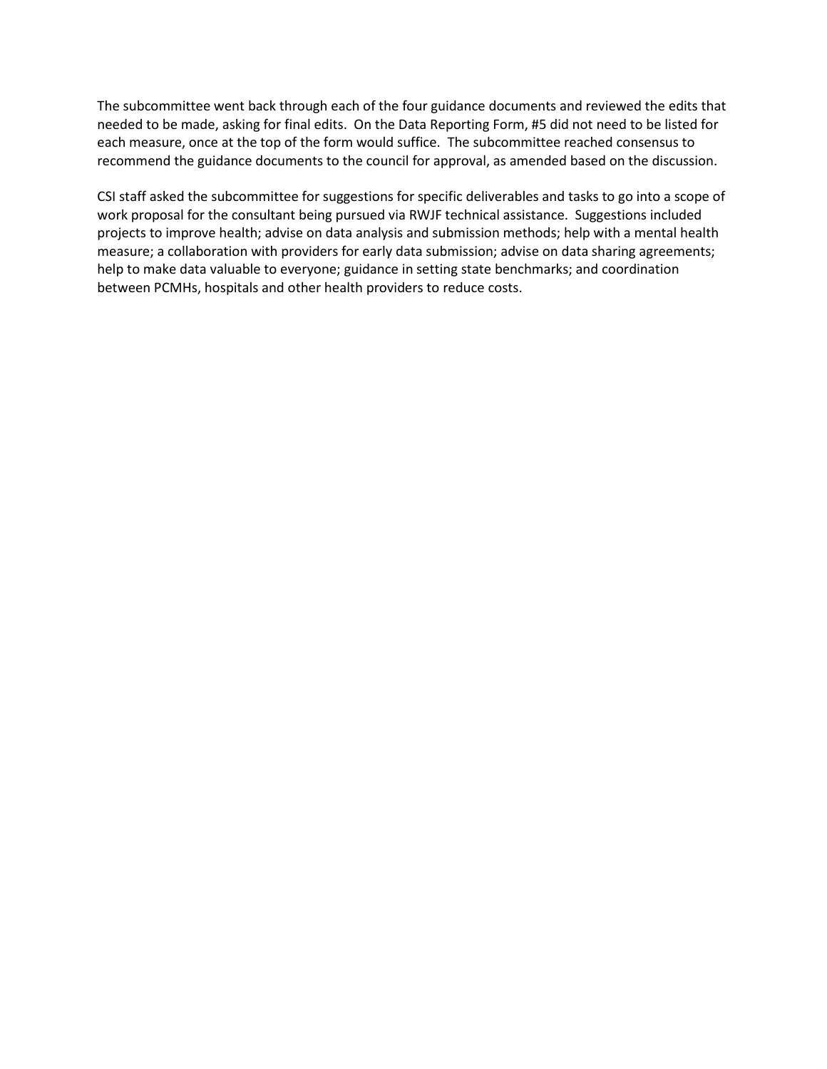The subcommittee went back through each of the four guidance documents and reviewed the edits that needed to be made, asking for final edits. On the Data Reporting Form, #5 did not need to be listed for each measure, once at the top of the form would suffice. The subcommittee reached consensus to recommend the guidance documents to the council for approval, as amended based on the discussion.

CSI staff asked the subcommittee for suggestions for specific deliverables and tasks to go into a scope of work proposal for the consultant being pursued via RWJF technical assistance. Suggestions included projects to improve health; advise on data analysis and submission methods; help with a mental health measure; a collaboration with providers for early data submission; advise on data sharing agreements; help to make data valuable to everyone; guidance in setting state benchmarks; and coordination between PCMHs, hospitals and other health providers to reduce costs.